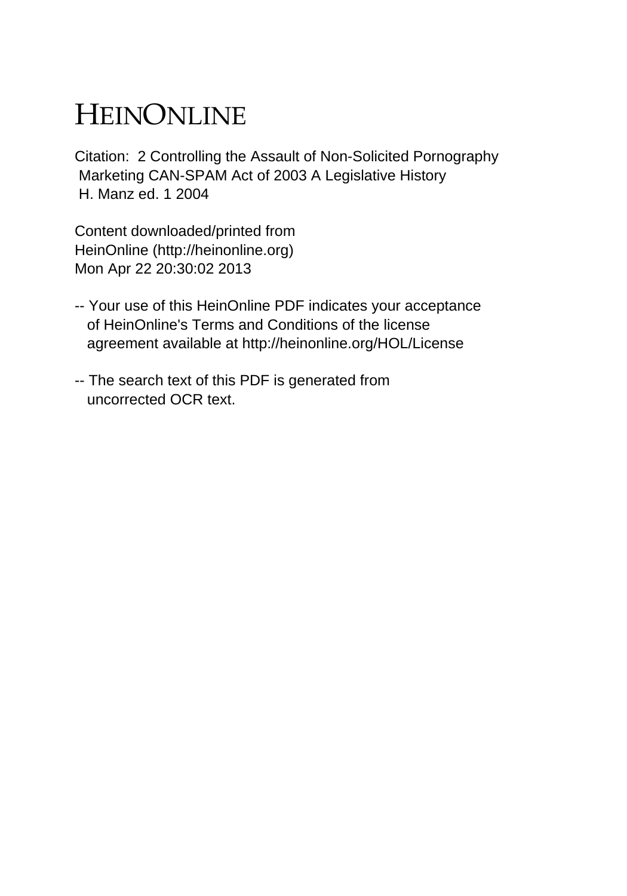# HEINONLINE

Citation: 2 Controlling the Assault of Non-Solicited Pornography Marketing CAN-SPAM Act of 2003 A Legislative History H. Manz ed. 1 2004

Content downloaded/printed from HeinOnline (http://heinonline.org) Mon Apr 22 20:30:02 2013

-- Your use of this HeinOnline PDF indicates your acceptance of HeinOnline's Terms and Conditions of the license agreement available at http://heinonline.org/HOL/License

-- The search text of this PDF is generated from uncorrected OCR text.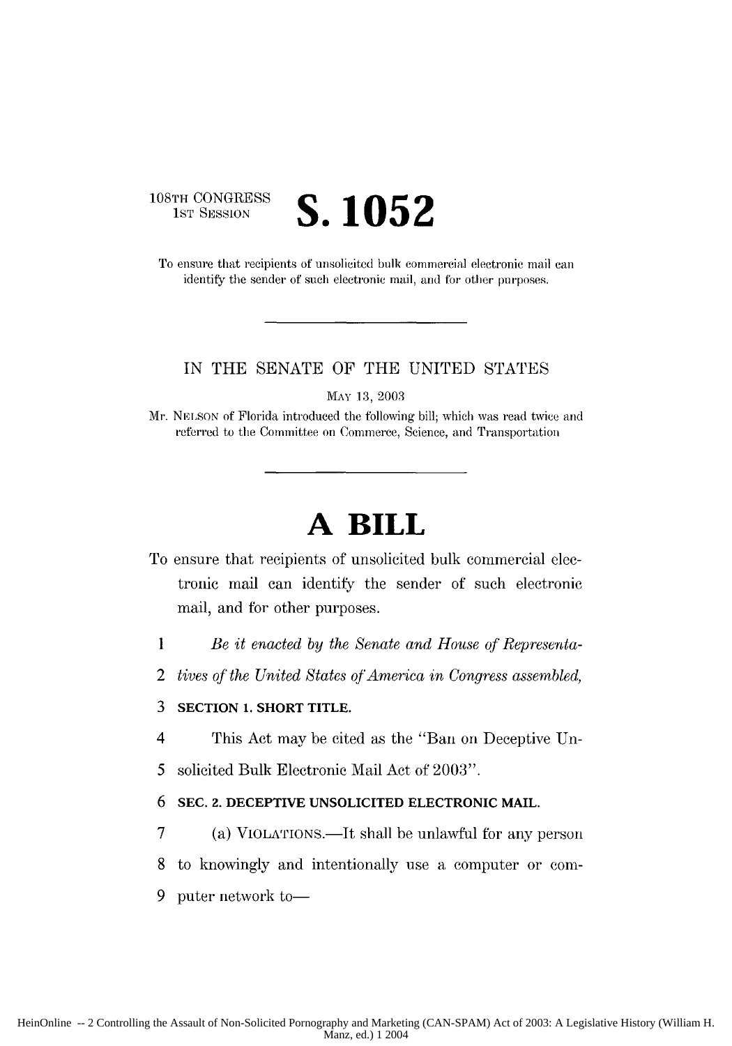108TH CONGRESS
1ST SESSION

# S. 1052

To ensure that recipients of unsolicited bulk commercial electronic mail can identify the sender of such electronic mail, and for other purposes.

---

IN THE SENATE OF THE UNITED STATES

MAY 13, 2003

Mr. NELSON of Florida introduced the following bill; which was read twice and referred to the Committee on Commerce, Science, and Transportation

---

# A BILL

To ensure that recipients of unsolicited bulk commercial electronic mail can identify the sender of such electronic mail, and for other purposes.

1 *Be it enacted by the Senate and House of Representa-*
2 *tives of the United States of America in Congress assembled,*

3 **SECTION 1. SHORT TITLE.**

4 This Act may be cited as the "Ban on Deceptive Un-
5 solicited Bulk Electronic Mail Act of 2003".

6 **SEC. 2. DECEPTIVE UNSOLICITED ELECTRONIC MAIL.**

7 (a) VIOLATIONS.—It shall be unlawful for any person
8 to knowingly and intentionally use a computer or com-
9 puter network to—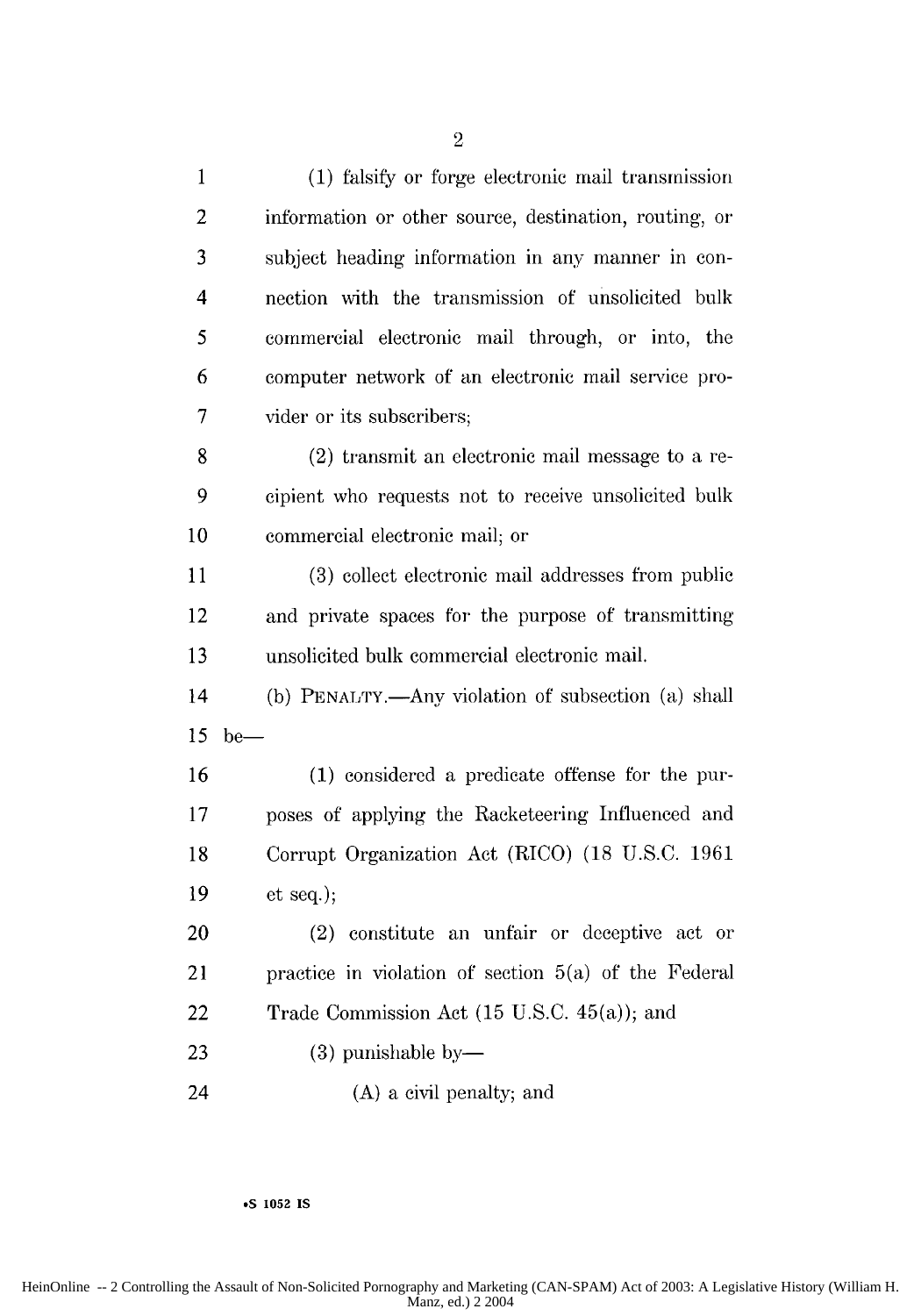(1) falsify or forge electronic mail transmission information or other source, destination, routing, or subject heading information in any manner in connection with the transmission of unsolicited bulk commercial electronic mail through, or into, the computer network of an electronic mail service provider or its subscribers;

(2) transmit an electronic mail message to a recipient who requests not to receive unsolicited bulk commercial electronic mail; or

(3) collect electronic mail addresses from public and private spaces for the purpose of transmitting unsolicited bulk commercial electronic mail.

(b) PENALTY.—Any violation of subsection (a) shall be—

(1) considered a predicate offense for the purposes of applying the Racketeering Influenced and Corrupt Organization Act (RICO) (18 U.S.C. 1961 et seq.);

(2) constitute an unfair or deceptive act or practice in violation of section 5(a) of the Federal Trade Commission Act (15 U.S.C. 45(a)); and

(3) punishable by—

(A) a civil penalty; and

•S 1052 IS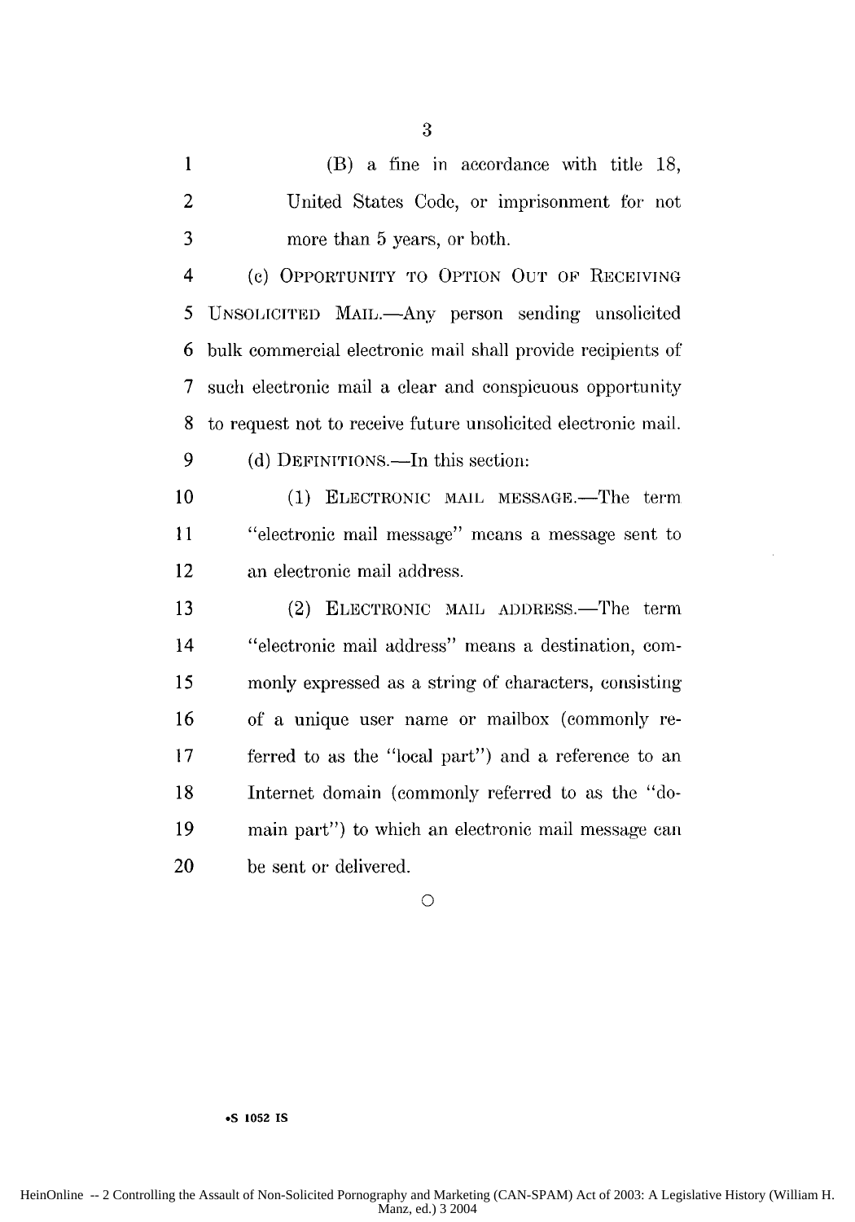(B) a fine in accordance with title 18, United States Code, or imprisonment for not more than 5 years, or both.

(c) OPPORTUNITY TO OPTION OUT OF RECEIVING UNSOLICITED MAIL.—Any person sending unsolicited bulk commercial electronic mail shall provide recipients of such electronic mail a clear and conspicuous opportunity to request not to receive future unsolicited electronic mail.

(d) DEFINITIONS.—In this section:

(1) ELECTRONIC MAIL MESSAGE.—The term "electronic mail message" means a message sent to an electronic mail address.

(2) ELECTRONIC MAIL ADDRESS.—The term "electronic mail address" means a destination, commonly expressed as a string of characters, consisting of a unique user name or mailbox (commonly referred to as the "local part") and a reference to an Internet domain (commonly referred to as the "domain part") to which an electronic mail message can be sent or delivered.

○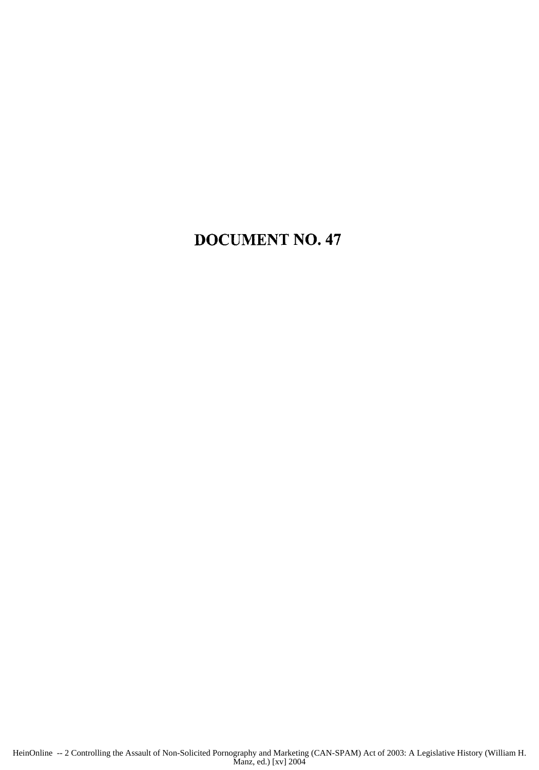# DOCUMENT NO. 47